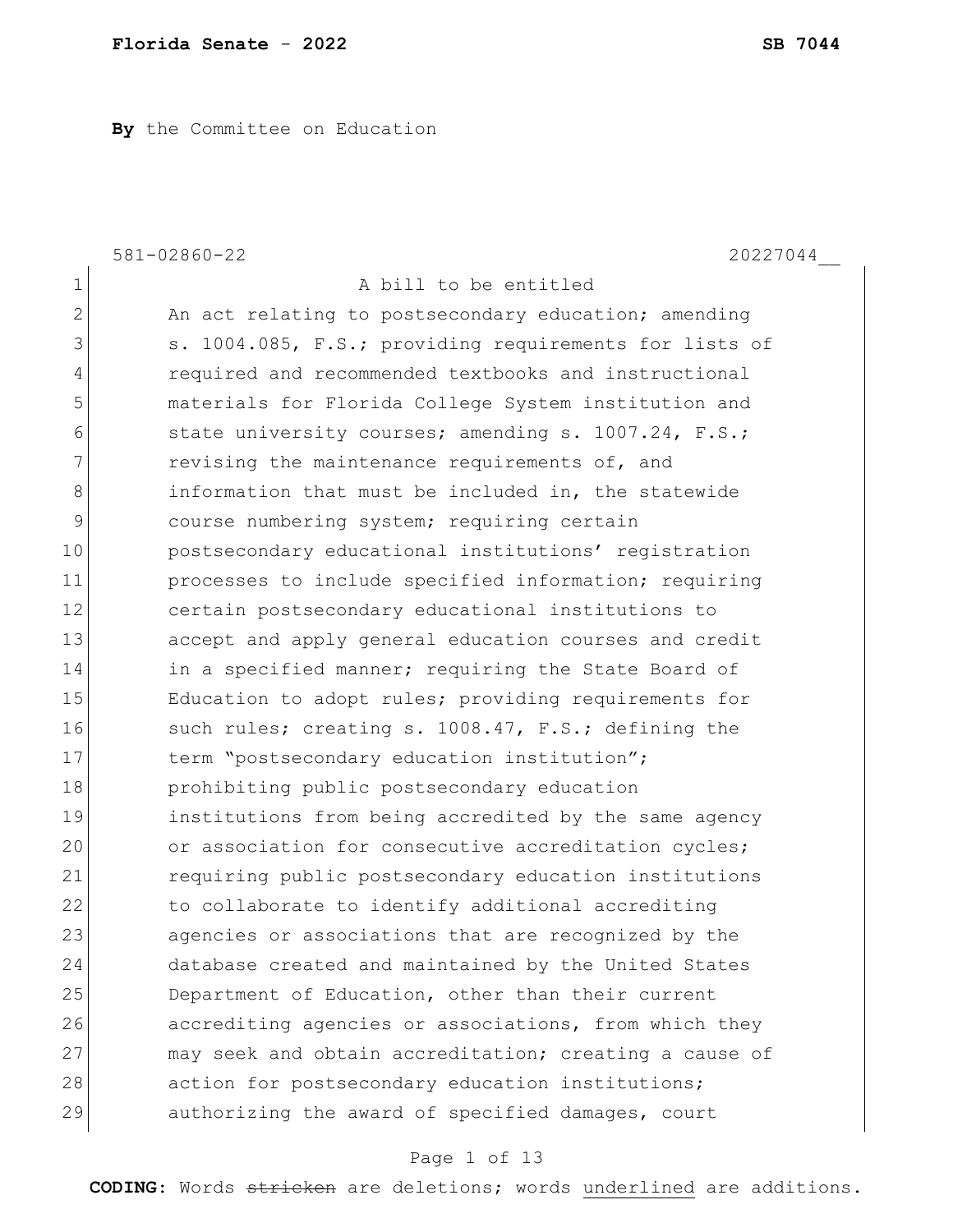**By** the Committee on Education

581-02860-22 20227044__

A bill to be entitled

An act relating to postsecondary education; amending s. 1004.085, F.S.; providing requirements for lists of required and recommended textbooks and instructional materials for Florida College System institution and state university courses; amending s. 1007.24, F.S.; revising the maintenance requirements of, and information that must be included in, the statewide course numbering system; requiring certain postsecondary educational institutions' registration processes to include specified information; requiring certain postsecondary educational institutions to accept and apply general education courses and credit in a specified manner; requiring the State Board of Education to adopt rules; providing requirements for such rules; creating s. 1008.47, F.S.; defining the term "postsecondary education institution"; prohibiting public postsecondary education institutions from being accredited by the same agency or association for consecutive accreditation cycles; requiring public postsecondary education institutions to collaborate to identify additional accrediting agencies or associations that are recognized by the database created and maintained by the United States Department of Education, other than their current accrediting agencies or associations, from which they may seek and obtain accreditation; creating a cause of action for postsecondary education institutions; authorizing the award of specified damages, court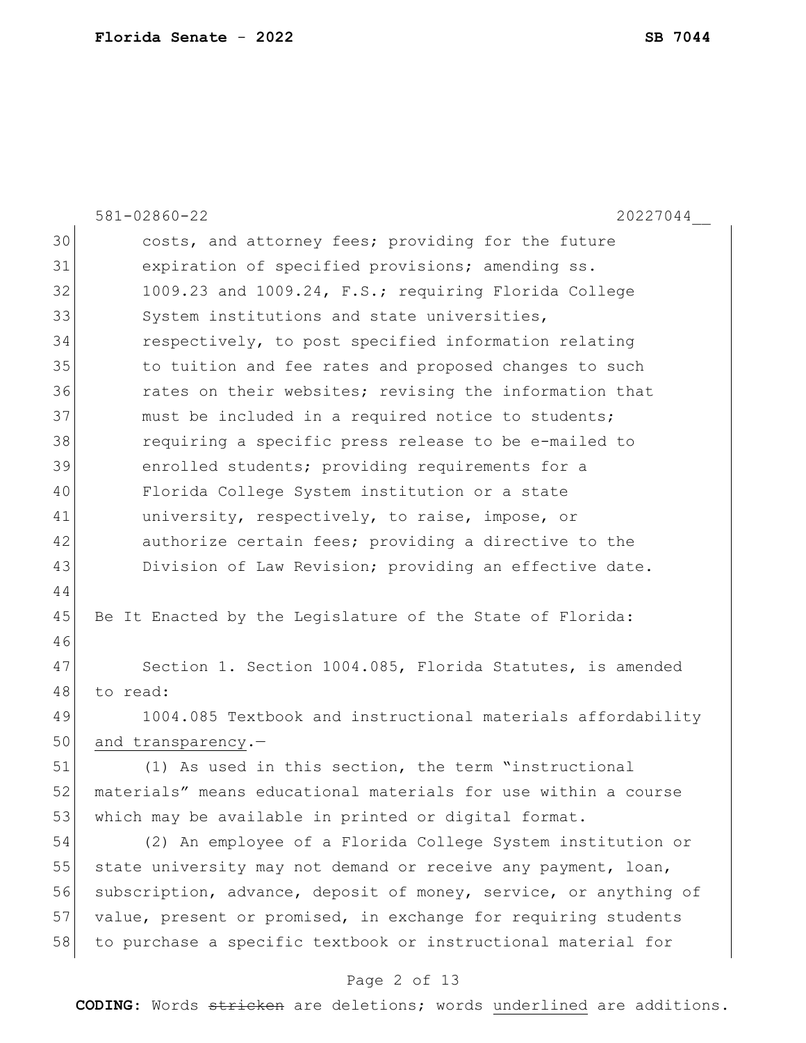costs, and attorney fees; providing for the future expiration of specified provisions; amending ss. 1009.23 and 1009.24, F.S.; requiring Florida College System institutions and state universities, respectively, to post specified information relating to tuition and fee rates and proposed changes to such rates on their websites; revising the information that must be included in a required notice to students; requiring a specific press release to be e-mailed to enrolled students; providing requirements for a Florida College System institution or a state university, respectively, to raise, impose, or authorize certain fees; providing a directive to the Division of Law Revision; providing an effective date.

Be It Enacted by the Legislature of the State of Florida:

Section 1. Section 1004.085, Florida Statutes, is amended to read:

1004.085 Textbook and instructional materials affordability <u>and transparency</u>.—

(1) As used in this section, the term "instructional materials" means educational materials for use within a course which may be available in printed or digital format.

(2) An employee of a Florida College System institution or state university may not demand or receive any payment, loan, subscription, advance, deposit of money, service, or anything of value, present or promised, in exchange for requiring students to purchase a specific textbook or instructional material for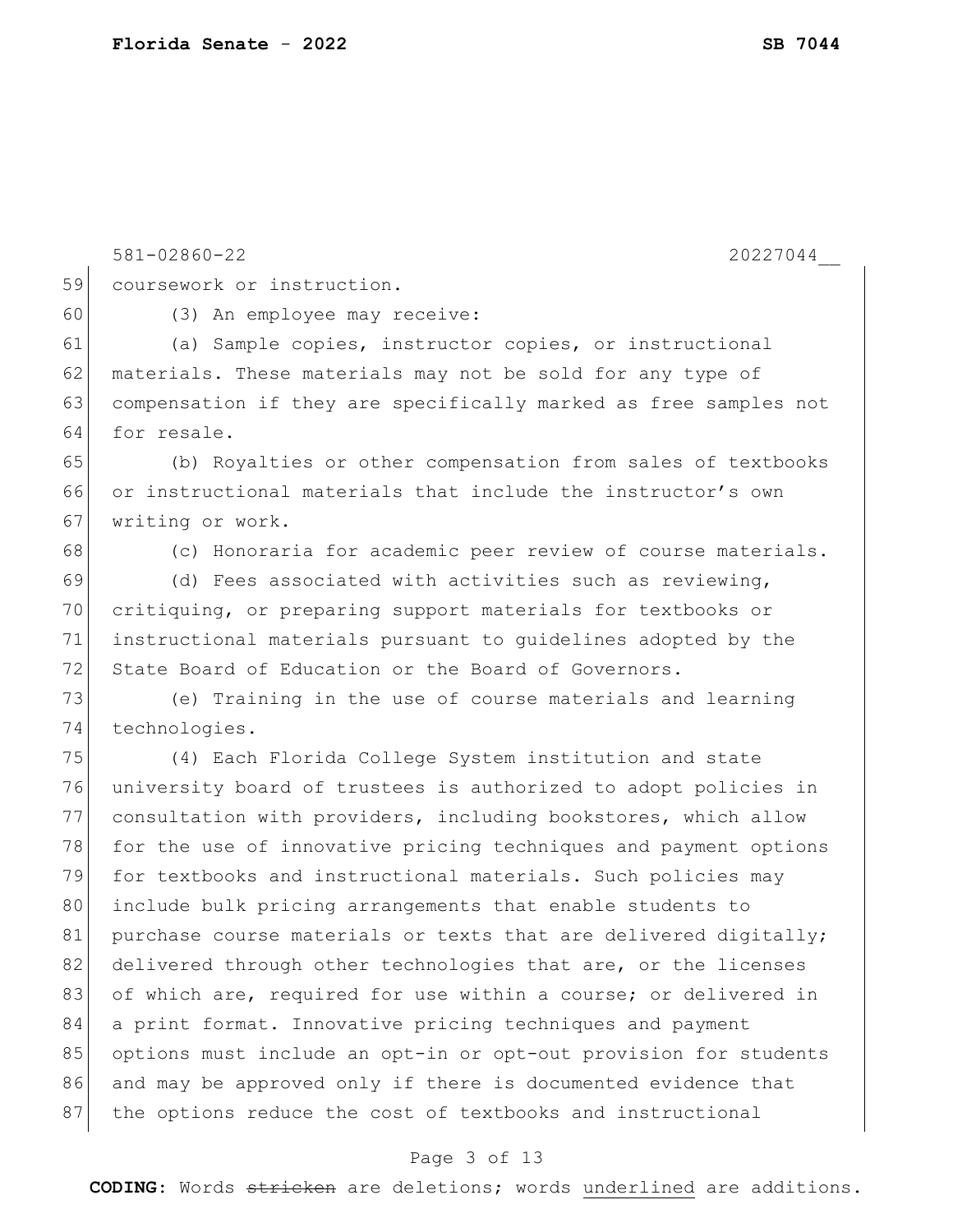coursework or instruction.

(3) An employee may receive:

(a) Sample copies, instructor copies, or instructional materials. These materials may not be sold for any type of compensation if they are specifically marked as free samples not for resale.

(b) Royalties or other compensation from sales of textbooks or instructional materials that include the instructor's own writing or work.

(c) Honoraria for academic peer review of course materials.

(d) Fees associated with activities such as reviewing, critiquing, or preparing support materials for textbooks or instructional materials pursuant to guidelines adopted by the State Board of Education or the Board of Governors.

(e) Training in the use of course materials and learning technologies.

(4) Each Florida College System institution and state university board of trustees is authorized to adopt policies in consultation with providers, including bookstores, which allow for the use of innovative pricing techniques and payment options for textbooks and instructional materials. Such policies may include bulk pricing arrangements that enable students to purchase course materials or texts that are delivered digitally; delivered through other technologies that are, or the licenses of which are, required for use within a course; or delivered in a print format. Innovative pricing techniques and payment options must include an opt-in or opt-out provision for students and may be approved only if there is documented evidence that the options reduce the cost of textbooks and instructional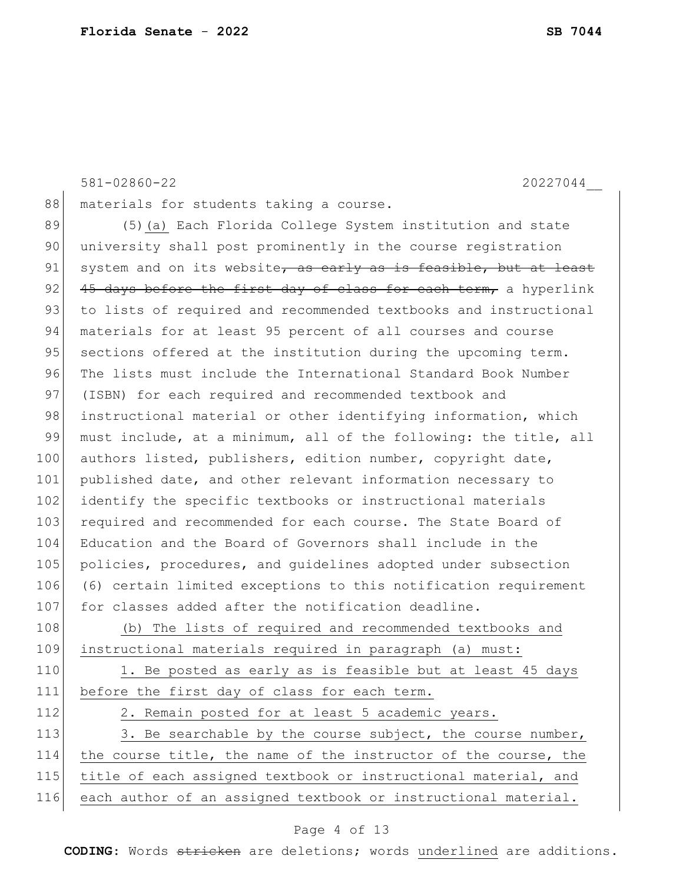materials for students taking a course.

(5)<u>(a)</u> Each Florida College System institution and state university shall post prominently in the course registration system and on its website~~, as early as is feasible, but at least 45 days before the first day of class for each term,~~ a hyperlink to lists of required and recommended textbooks and instructional materials for at least 95 percent of all courses and course sections offered at the institution during the upcoming term. The lists must include the International Standard Book Number (ISBN) for each required and recommended textbook and instructional material or other identifying information, which must include, at a minimum, all of the following: the title, all authors listed, publishers, edition number, copyright date, published date, and other relevant information necessary to identify the specific textbooks or instructional materials required and recommended for each course. The State Board of Education and the Board of Governors shall include in the policies, procedures, and guidelines adopted under subsection (6) certain limited exceptions to this notification requirement for classes added after the notification deadline.

<u>(b) The lists of required and recommended textbooks and instructional materials required in paragraph (a) must:</u>

<u>1. Be posted as early as is feasible but at least 45 days before the first day of class for each term.</u>

<u>2. Remain posted for at least 5 academic years.</u>

<u>3. Be searchable by the course subject, the course number, the course title, the name of the instructor of the course, the title of each assigned textbook or instructional material, and each author of an assigned textbook or instructional material.</u>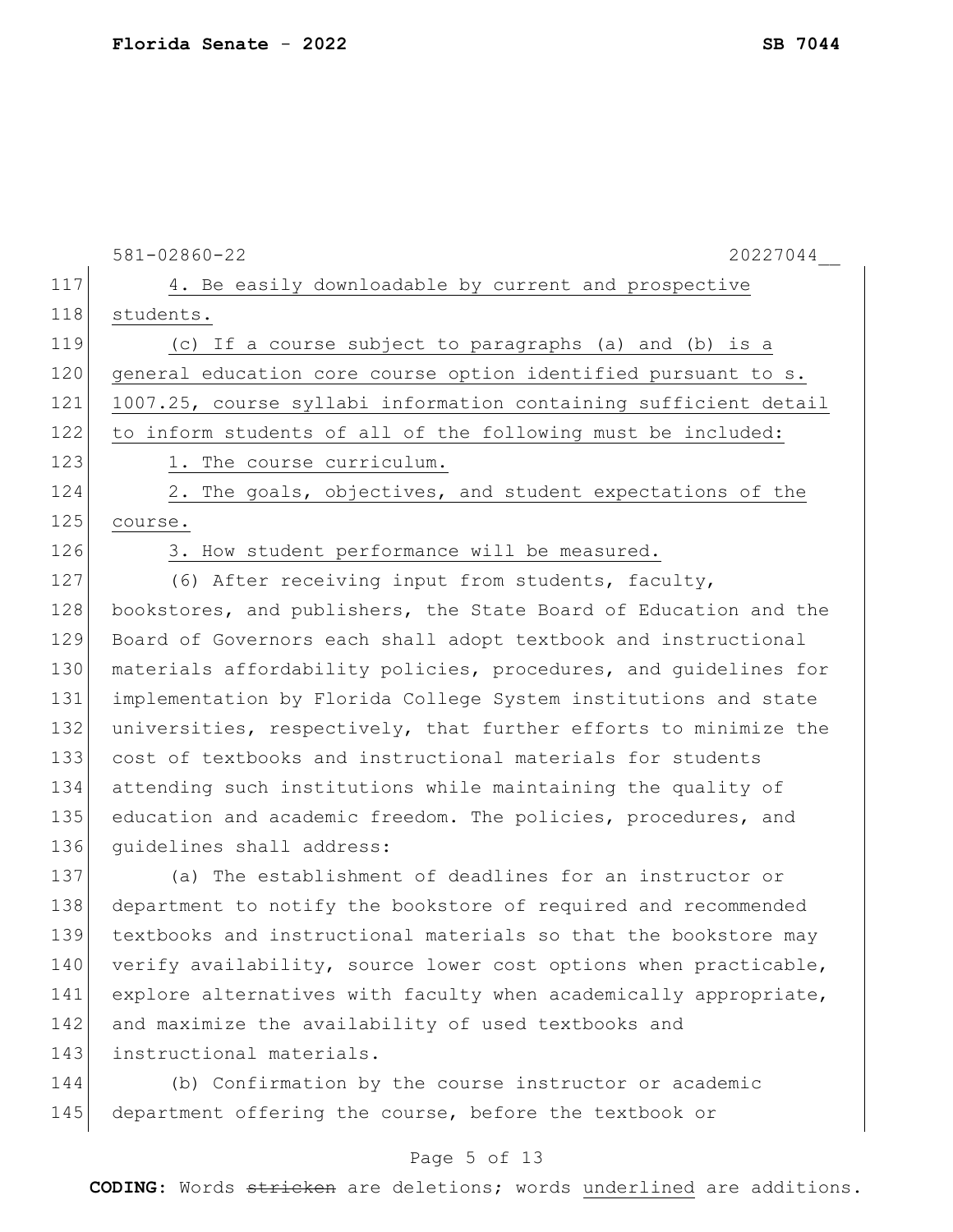4. Be easily downloadable by current and prospective students.

(c) If a course subject to paragraphs (a) and (b) is a general education core course option identified pursuant to s. 1007.25, course syllabi information containing sufficient detail to inform students of all of the following must be included:

1. The course curriculum.

2. The goals, objectives, and student expectations of the course.

3. How student performance will be measured.

(6) After receiving input from students, faculty, bookstores, and publishers, the State Board of Education and the Board of Governors each shall adopt textbook and instructional materials affordability policies, procedures, and guidelines for implementation by Florida College System institutions and state universities, respectively, that further efforts to minimize the cost of textbooks and instructional materials for students attending such institutions while maintaining the quality of education and academic freedom. The policies, procedures, and guidelines shall address:

(a) The establishment of deadlines for an instructor or department to notify the bookstore of required and recommended textbooks and instructional materials so that the bookstore may verify availability, source lower cost options when practicable, explore alternatives with faculty when academically appropriate, and maximize the availability of used textbooks and instructional materials.

(b) Confirmation by the course instructor or academic department offering the course, before the textbook or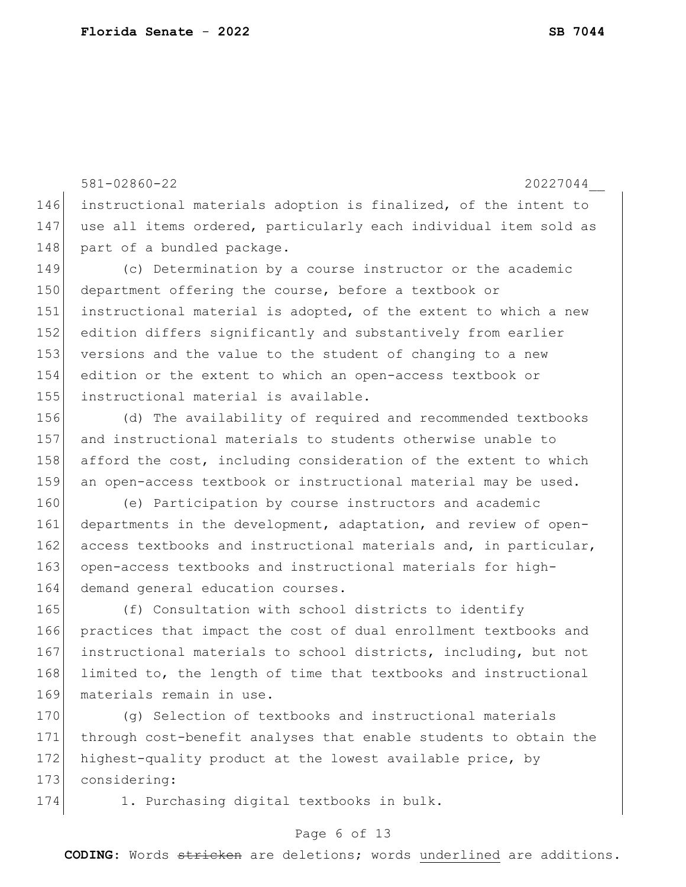instructional materials adoption is finalized, of the intent to use all items ordered, particularly each individual item sold as part of a bundled package.

(c) Determination by a course instructor or the academic department offering the course, before a textbook or instructional material is adopted, of the extent to which a new edition differs significantly and substantively from earlier versions and the value to the student of changing to a new edition or the extent to which an open-access textbook or instructional material is available.

(d) The availability of required and recommended textbooks and instructional materials to students otherwise unable to afford the cost, including consideration of the extent to which an open-access textbook or instructional material may be used.

(e) Participation by course instructors and academic departments in the development, adaptation, and review of open-access textbooks and instructional materials and, in particular, open-access textbooks and instructional materials for high-demand general education courses.

(f) Consultation with school districts to identify practices that impact the cost of dual enrollment textbooks and instructional materials to school districts, including, but not limited to, the length of time that textbooks and instructional materials remain in use.

(g) Selection of textbooks and instructional materials through cost-benefit analyses that enable students to obtain the highest-quality product at the lowest available price, by considering:

1. Purchasing digital textbooks in bulk.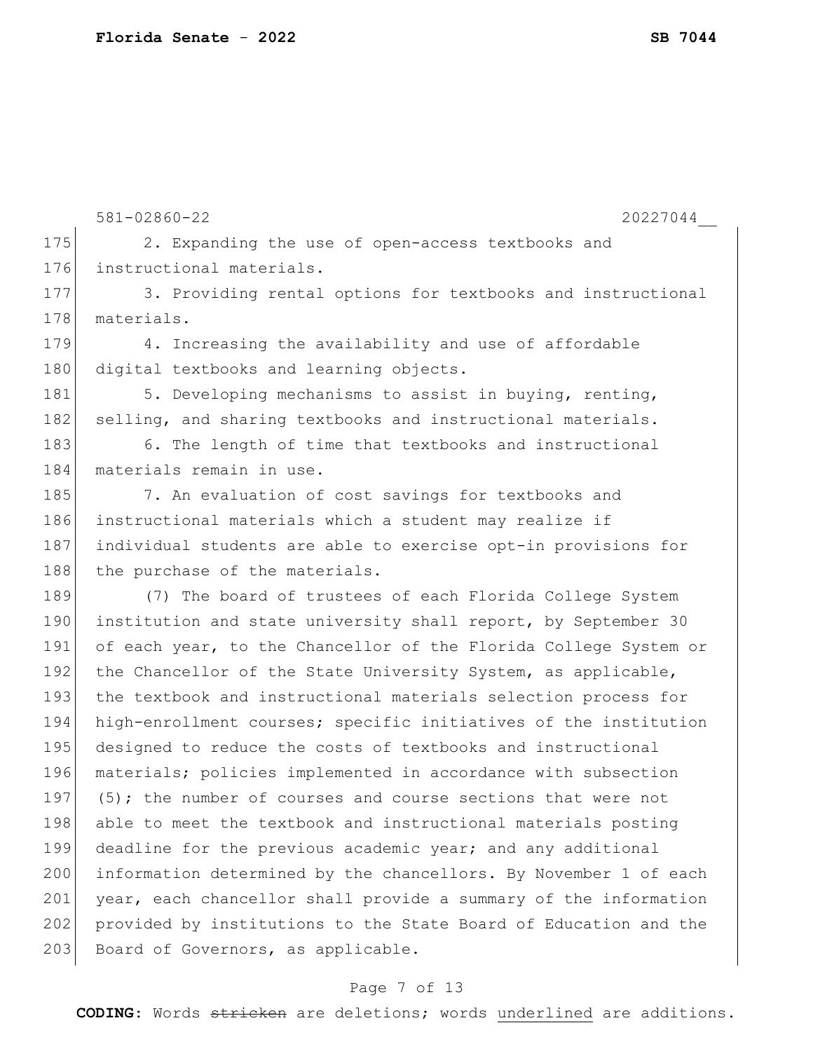2. Expanding the use of open-access textbooks and instructional materials.

3. Providing rental options for textbooks and instructional materials.

4. Increasing the availability and use of affordable digital textbooks and learning objects.

5. Developing mechanisms to assist in buying, renting, selling, and sharing textbooks and instructional materials.

6. The length of time that textbooks and instructional materials remain in use.

7. An evaluation of cost savings for textbooks and instructional materials which a student may realize if individual students are able to exercise opt-in provisions for the purchase of the materials.

(7) The board of trustees of each Florida College System institution and state university shall report, by September 30 of each year, to the Chancellor of the Florida College System or the Chancellor of the State University System, as applicable, the textbook and instructional materials selection process for high-enrollment courses; specific initiatives of the institution designed to reduce the costs of textbooks and instructional materials; policies implemented in accordance with subsection (5); the number of courses and course sections that were not able to meet the textbook and instructional materials posting deadline for the previous academic year; and any additional information determined by the chancellors. By November 1 of each year, each chancellor shall provide a summary of the information provided by institutions to the State Board of Education and the Board of Governors, as applicable.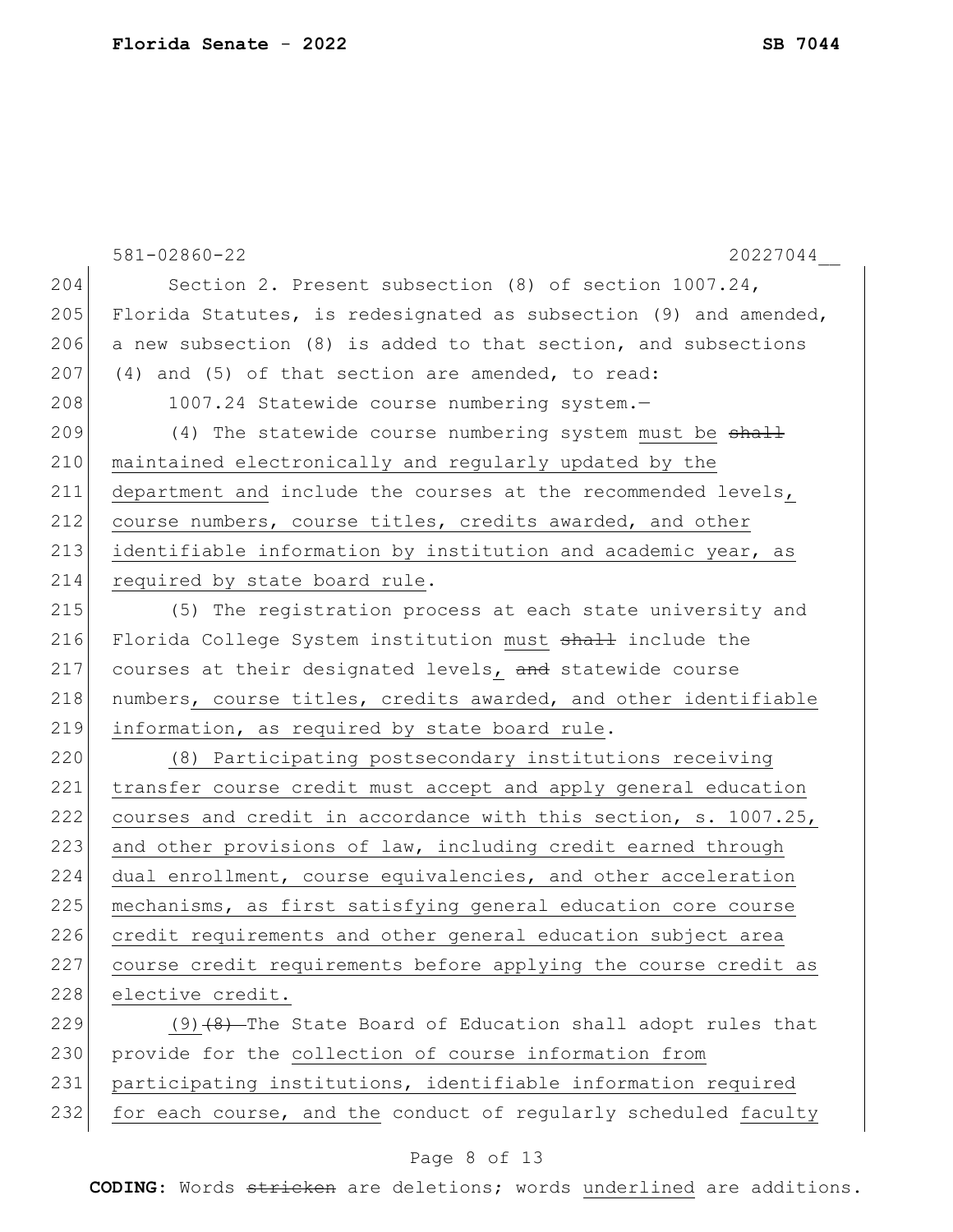Section 2. Present subsection (8) of section 1007.24, Florida Statutes, is redesignated as subsection (9) and amended, a new subsection (8) is added to that section, and subsections (4) and (5) of that section are amended, to read:

1007.24 Statewide course numbering system.—

(4) The statewide course numbering system must be ~~shall~~ maintained electronically and regularly updated by the department and include the courses at the recommended levels, course numbers, course titles, credits awarded, and other identifiable information by institution and academic year, as required by state board rule.

(5) The registration process at each state university and Florida College System institution must ~~shall~~ include the courses at their designated levels, ~~and~~ statewide course numbers, course titles, credits awarded, and other identifiable information, as required by state board rule.

(8) Participating postsecondary institutions receiving transfer course credit must accept and apply general education courses and credit in accordance with this section, s. 1007.25, and other provisions of law, including credit earned through dual enrollment, course equivalencies, and other acceleration mechanisms, as first satisfying general education core course credit requirements and other general education subject area course credit requirements before applying the course credit as elective credit.

(9)~~(8)~~ The State Board of Education shall adopt rules that provide for the collection of course information from participating institutions, identifiable information required for each course, and the conduct of regularly scheduled faculty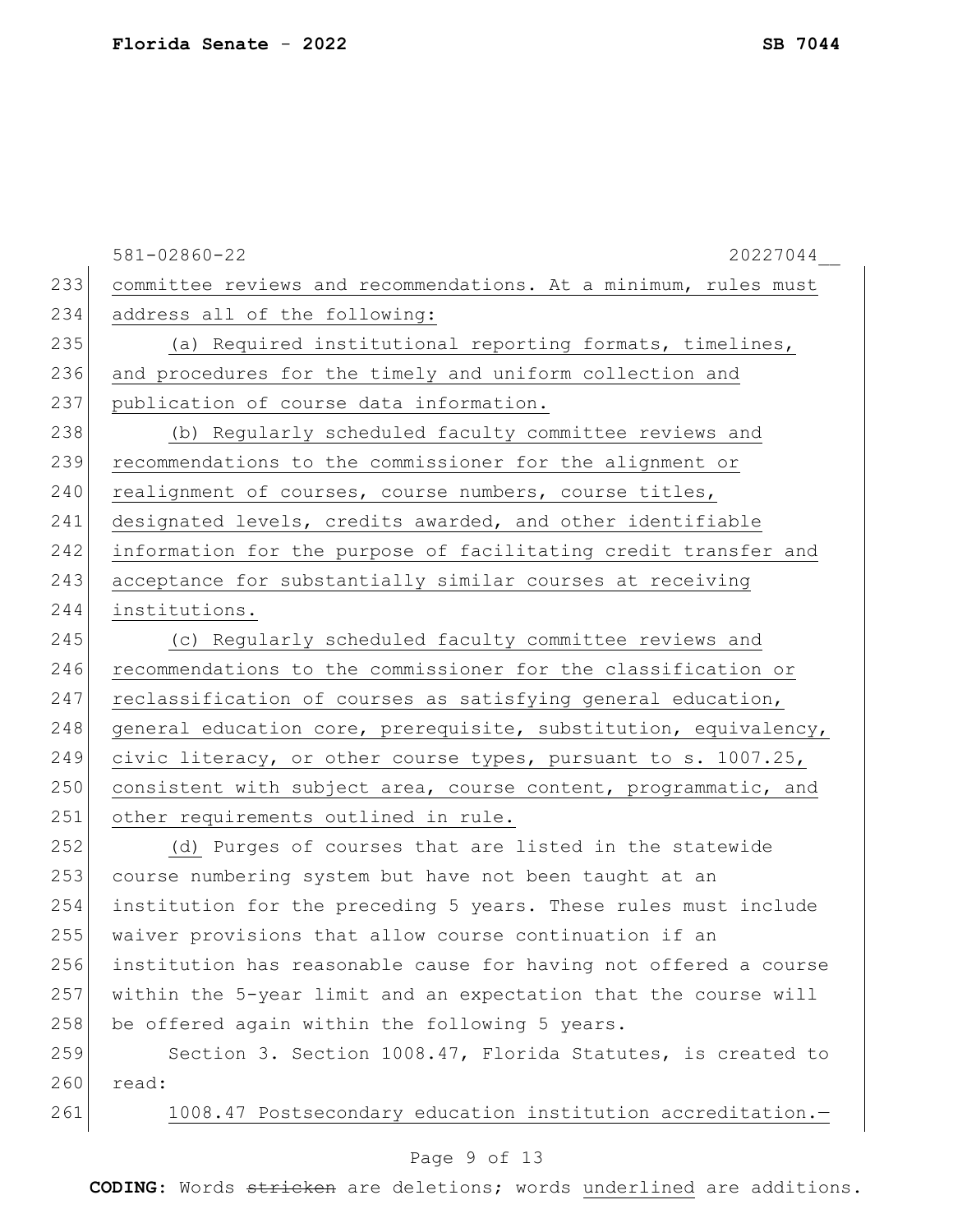committee reviews and recommendations. At a minimum, rules must address all of the following:

(a) Required institutional reporting formats, timelines, and procedures for the timely and uniform collection and publication of course data information.

(b) Regularly scheduled faculty committee reviews and recommendations to the commissioner for the alignment or realignment of courses, course numbers, course titles, designated levels, credits awarded, and other identifiable information for the purpose of facilitating credit transfer and acceptance for substantially similar courses at receiving institutions.

(c) Regularly scheduled faculty committee reviews and recommendations to the commissioner for the classification or reclassification of courses as satisfying general education, general education core, prerequisite, substitution, equivalency, civic literacy, or other course types, pursuant to s. 1007.25, consistent with subject area, course content, programmatic, and other requirements outlined in rule.

(d) Purges of courses that are listed in the statewide course numbering system but have not been taught at an institution for the preceding 5 years. These rules must include waiver provisions that allow course continuation if an institution has reasonable cause for having not offered a course within the 5-year limit and an expectation that the course will be offered again within the following 5 years.

Section 3. Section 1008.47, Florida Statutes, is created to read:

1008.47 Postsecondary education institution accreditation.—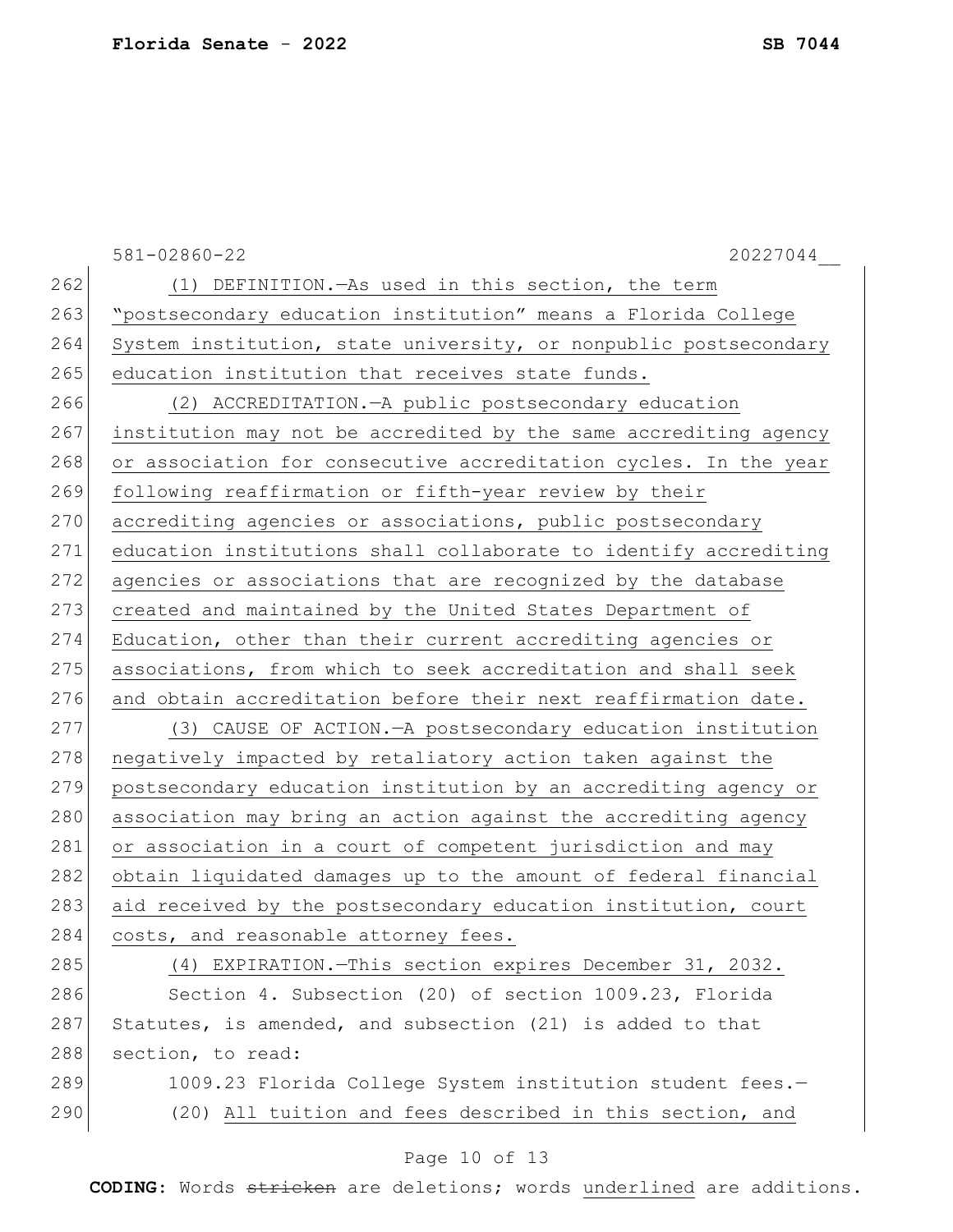581-02860-22 20227044__

262 (1) DEFINITION.—As used in this section, the term
263 "postsecondary education institution" means a Florida College
264 System institution, state university, or nonpublic postsecondary
265 education institution that receives state funds.
266 (2) ACCREDITATION.—A public postsecondary education
267 institution may not be accredited by the same accrediting agency
268 or association for consecutive accreditation cycles. In the year
269 following reaffirmation or fifth-year review by their
270 accrediting agencies or associations, public postsecondary
271 education institutions shall collaborate to identify accrediting
272 agencies or associations that are recognized by the database
273 created and maintained by the United States Department of
274 Education, other than their current accrediting agencies or
275 associations, from which to seek accreditation and shall seek
276 and obtain accreditation before their next reaffirmation date.
277 (3) CAUSE OF ACTION.—A postsecondary education institution
278 negatively impacted by retaliatory action taken against the
279 postsecondary education institution by an accrediting agency or
280 association may bring an action against the accrediting agency
281 or association in a court of competent jurisdiction and may
282 obtain liquidated damages up to the amount of federal financial
283 aid received by the postsecondary education institution, court
284 costs, and reasonable attorney fees.
285 (4) EXPIRATION.—This section expires December 31, 2032.
286 Section 4. Subsection (20) of section 1009.23, Florida
287 Statutes, is amended, and subsection (21) is added to that
288 section, to read:
289 1009.23 Florida College System institution student fees.—
290 (20) All tuition and fees described in this section, and

**CODING:** Words ~~stricken~~ are deletions; words underlined are additions.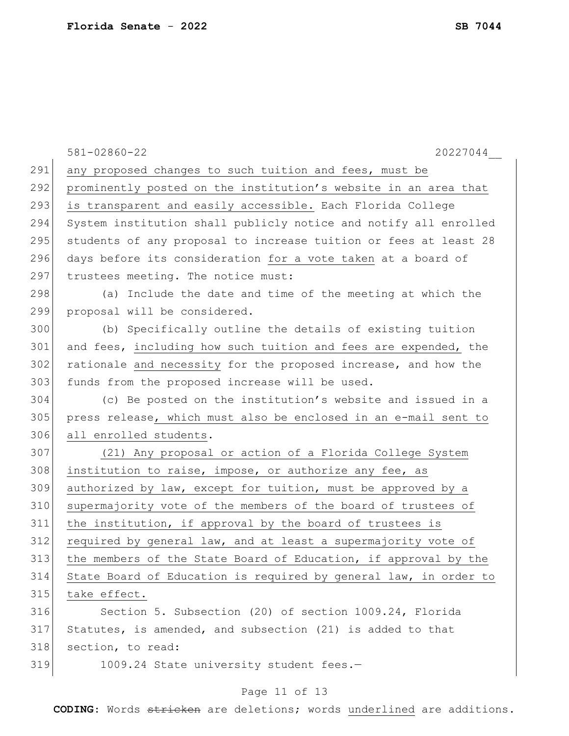581-02860-22 20227044__

any proposed changes to such tuition and fees, must be prominently posted on the institution's website in an area that is transparent and easily accessible. Each Florida College System institution shall publicly notice and notify all enrolled students of any proposal to increase tuition or fees at least 28 days before its consideration for a vote taken at a board of trustees meeting. The notice must:

(a) Include the date and time of the meeting at which the proposal will be considered.

(b) Specifically outline the details of existing tuition and fees, including how such tuition and fees are expended, the rationale and necessity for the proposed increase, and how the funds from the proposed increase will be used.

(c) Be posted on the institution's website and issued in a press release, which must also be enclosed in an e-mail sent to all enrolled students.

(21) Any proposal or action of a Florida College System institution to raise, impose, or authorize any fee, as authorized by law, except for tuition, must be approved by a supermajority vote of the members of the board of trustees of the institution, if approval by the board of trustees is required by general law, and at least a supermajority vote of the members of the State Board of Education, if approval by the State Board of Education is required by general law, in order to take effect.

Section 5. Subsection (20) of section 1009.24, Florida Statutes, is amended, and subsection (21) is added to that section, to read:

1009.24 State university student fees.—

**CODING:** Words ~~stricken~~ are deletions; words underlined are additions.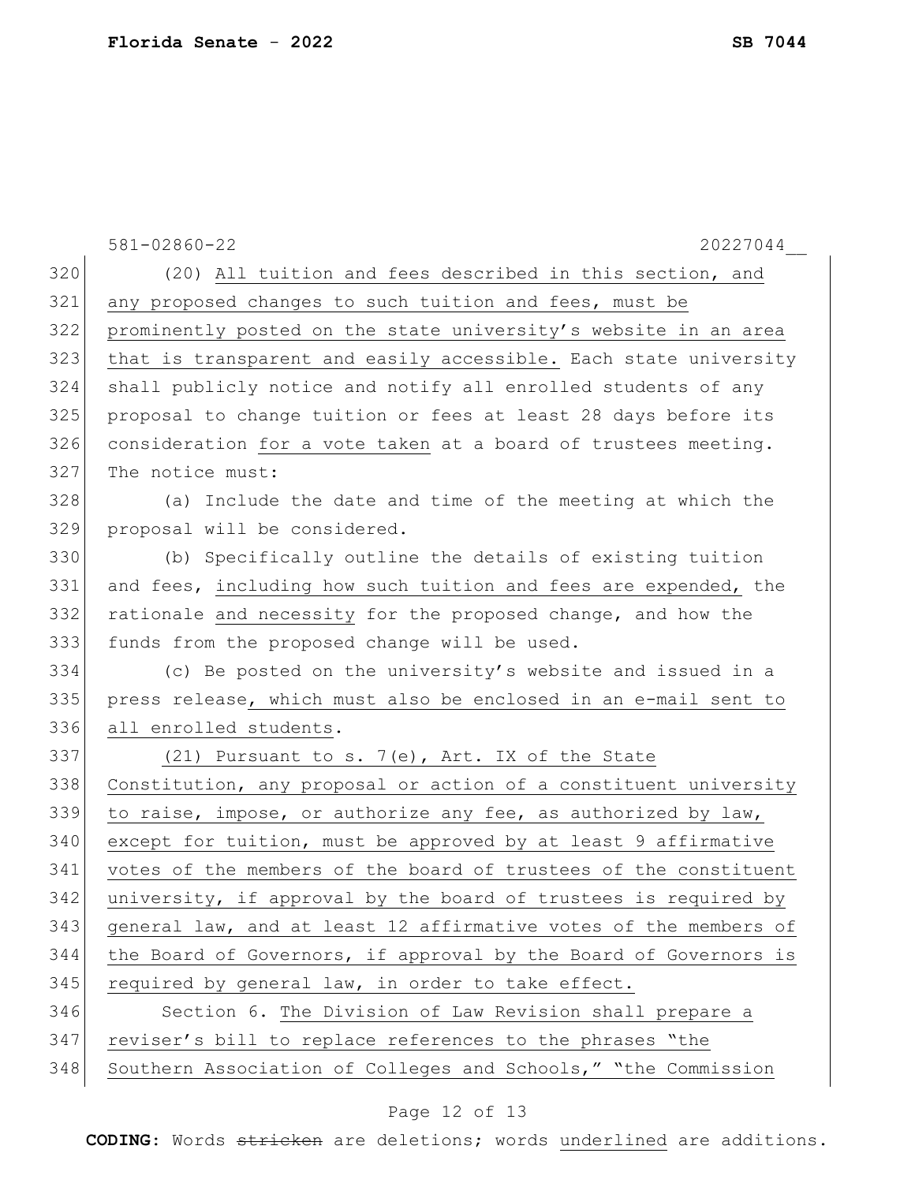581-02860-22 20227044__

320 (20) <u>All tuition and fees described in this section, and</u>
321 <u>any proposed changes to such tuition and fees, must be</u>
322 <u>prominently posted on the state university's website in an area</u>
323 <u>that is transparent and easily accessible.</u> Each state university
324 shall publicly notice and notify all enrolled students of any
325 proposal to change tuition or fees at least 28 days before its
326 consideration <u>for a vote taken</u> at a board of trustees meeting.
327 The notice must:

328 (a) Include the date and time of the meeting at which the
329 proposal will be considered.

330 (b) Specifically outline the details of existing tuition
331 and fees, <u>including how such tuition and fees are expended,</u> the
332 rationale <u>and necessity</u> for the proposed change, and how the
333 funds from the proposed change will be used.

334 (c) Be posted on the university's website and issued in a
335 press release<u>, which must also be enclosed in an e-mail sent to</u>
336 <u>all enrolled students</u>.

337 <u>(21) Pursuant to s. 7(e), Art. IX of the State</u>
338 <u>Constitution, any proposal or action of a constituent university</u>
339 <u>to raise, impose, or authorize any fee, as authorized by law,</u>
340 <u>except for tuition, must be approved by at least 9 affirmative</u>
341 <u>votes of the members of the board of trustees of the constituent</u>
342 <u>university, if approval by the board of trustees is required by</u>
343 <u>general law, and at least 12 affirmative votes of the members of</u>
344 <u>the Board of Governors, if approval by the Board of Governors is</u>
345 <u>required by general law, in order to take effect.</u>

346 Section 6. <u>The Division of Law Revision shall prepare a</u>
347 <u>reviser's bill to replace references to the phrases "the</u>
348 <u>Southern Association of Colleges and Schools," "the Commission</u>

**CODING:** Words ~~stricken~~ are deletions; words <u>underlined</u> are additions.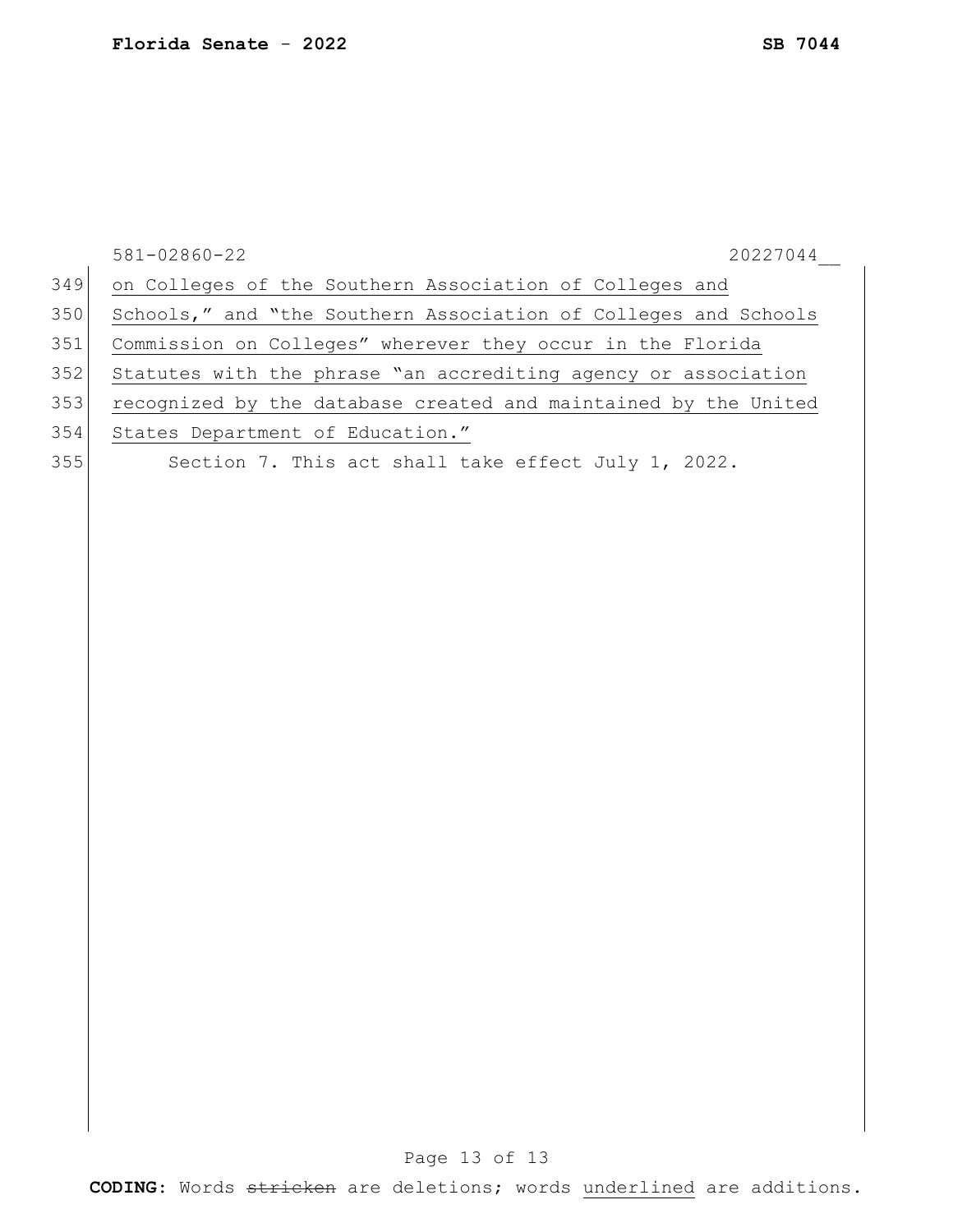581-02860-22 20227044__

349 on Colleges of the Southern Association of Colleges and
350 Schools," and "the Southern Association of Colleges and Schools
351 Commission on Colleges" wherever they occur in the Florida
352 Statutes with the phrase "an accrediting agency or association
353 recognized by the database created and maintained by the United
354 States Department of Education."
355 Section 7. This act shall take effect July 1, 2022.

**CODING:** Words ~~stricken~~ are deletions; words <u>underlined</u> are additions.